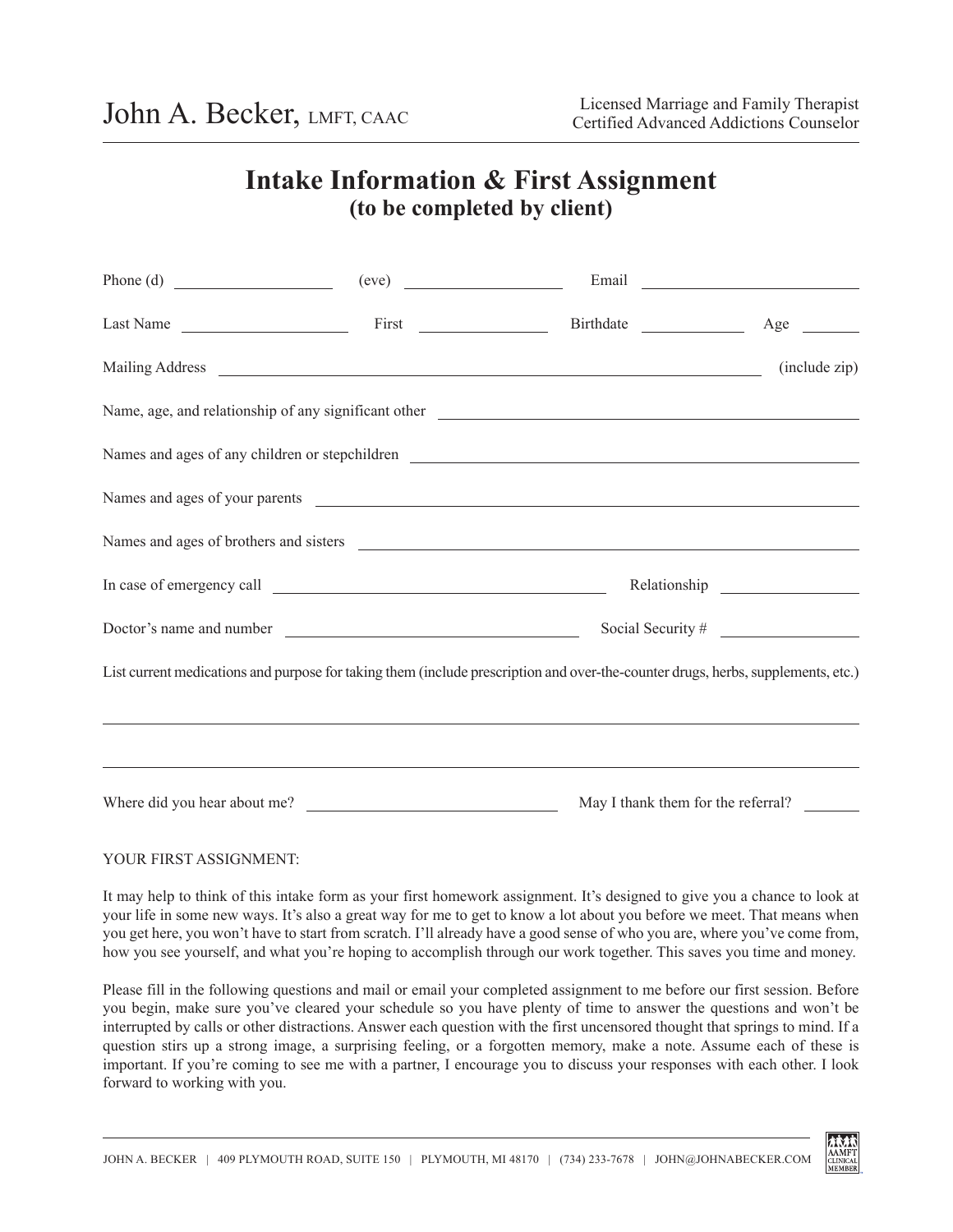John A. Becker, LMFT, CAAC

Licensed Marriage and Family Therapist
Certified Advanced Addictions Counselor

# Intake Information & First Assignment
## (to be completed by client)

Phone (d) ____________________ (eve) ____________________ Email ____________________

Last Name ____________________ First ________________ Birthdate ____________ Age _______

Mailing Address ________________________________________________ (include zip)

Name, age, and relationship of any significant other ________________________________________

Names and ages of any children or stepchildren ________________________________________

Names and ages of your parents ________________________________________

Names and ages of brothers and sisters ________________________________________

In case of emergency call ________________________________ Relationship ________________

Doctor's name and number ________________________________ Social Security # ________________

List current medications and purpose for taking them (include prescription and over-the-counter drugs, herbs, supplements, etc.)

________________________________________________________________________________

________________________________________________________________________________

Where did you hear about me? ________________________________ May I thank them for the referral? _______

YOUR FIRST ASSIGNMENT:

It may help to think of this intake form as your first homework assignment. It's designed to give you a chance to look at your life in some new ways. It's also a great way for me to get to know a lot about you before we meet. That means when you get here, you won't have to start from scratch. I'll already have a good sense of who you are, where you've come from, how you see yourself, and what you're hoping to accomplish through our work together. This saves you time and money.

Please fill in the following questions and mail or email your completed assignment to me before our first session. Before you begin, make sure you've cleared your schedule so you have plenty of time to answer the questions and won't be interrupted by calls or other distractions. Answer each question with the first uncensored thought that springs to mind. If a question stirs up a strong image, a surprising feeling, or a forgotten memory, make a note. Assume each of these is important. If you're coming to see me with a partner, I encourage you to discuss your responses with each other. I look forward to working with you.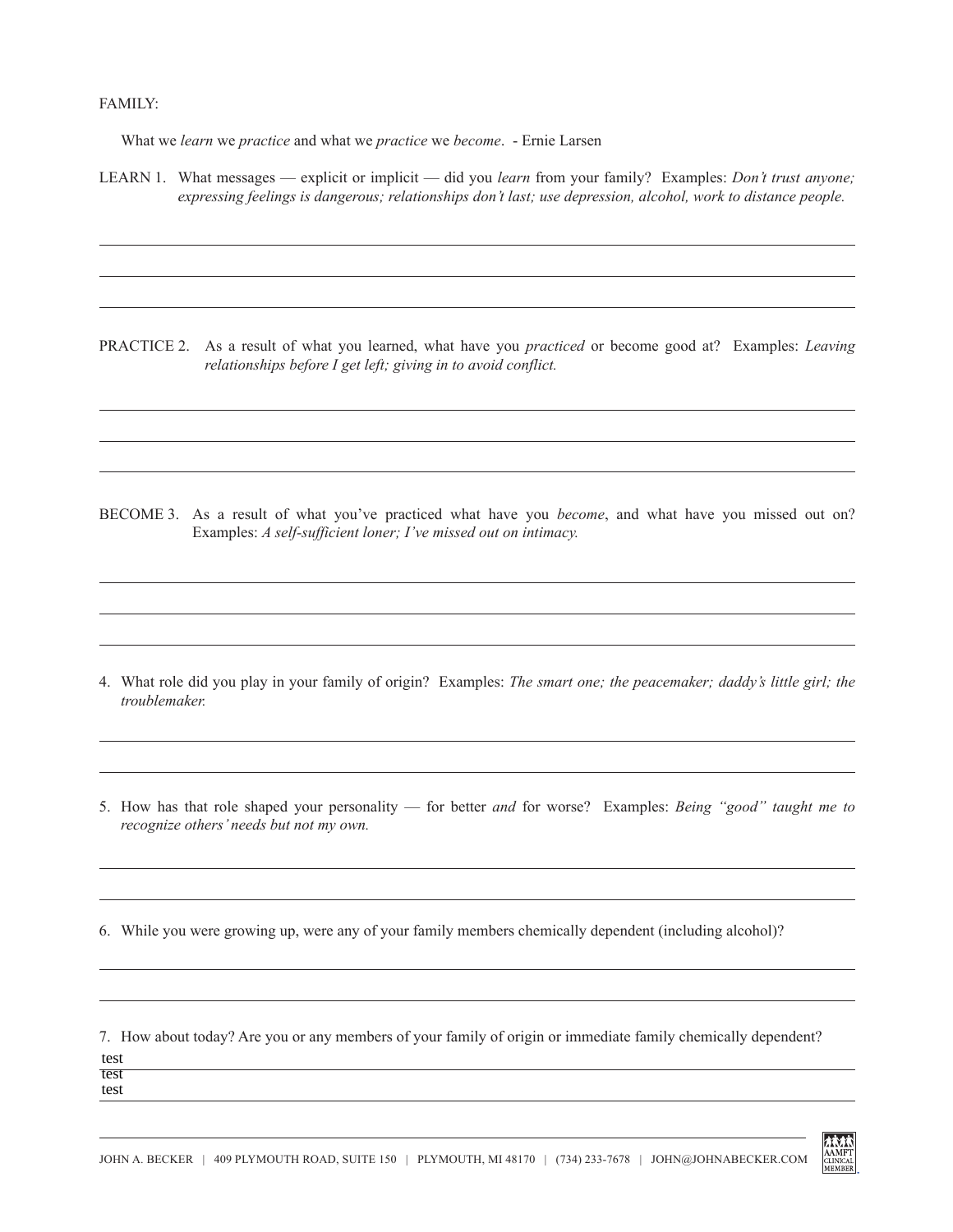FAMILY:

What we *learn* we *practice* and what we *practice* we *become*. - Ernie Larsen

LEARN 1. What messages — explicit or implicit — did you *learn* from your family? Examples: *Don't trust anyone; expressing feelings is dangerous; relationships don't last; use depression, alcohol, work to distance people.*

PRACTICE 2. As a result of what you learned, what have you *practiced* or become good at? Examples: *Leaving relationships before I get left; giving in to avoid conflict.*

BECOME 3. As a result of what you've practiced what have you *become*, and what have you missed out on? Examples: *A self-sufficient loner; I've missed out on intimacy.*

4. What role did you play in your family of origin? Examples: *The smart one; the peacemaker; daddy's little girl; the troublemaker.*

5. How has that role shaped your personality — for better *and* for worse? Examples: *Being "good" taught me to recognize others' needs but not my own.*

6. While you were growing up, were any of your family members chemically dependent (including alcohol)?

7. How about today? Are you or any members of your family of origin or immediate family chemically dependent?

test
test
test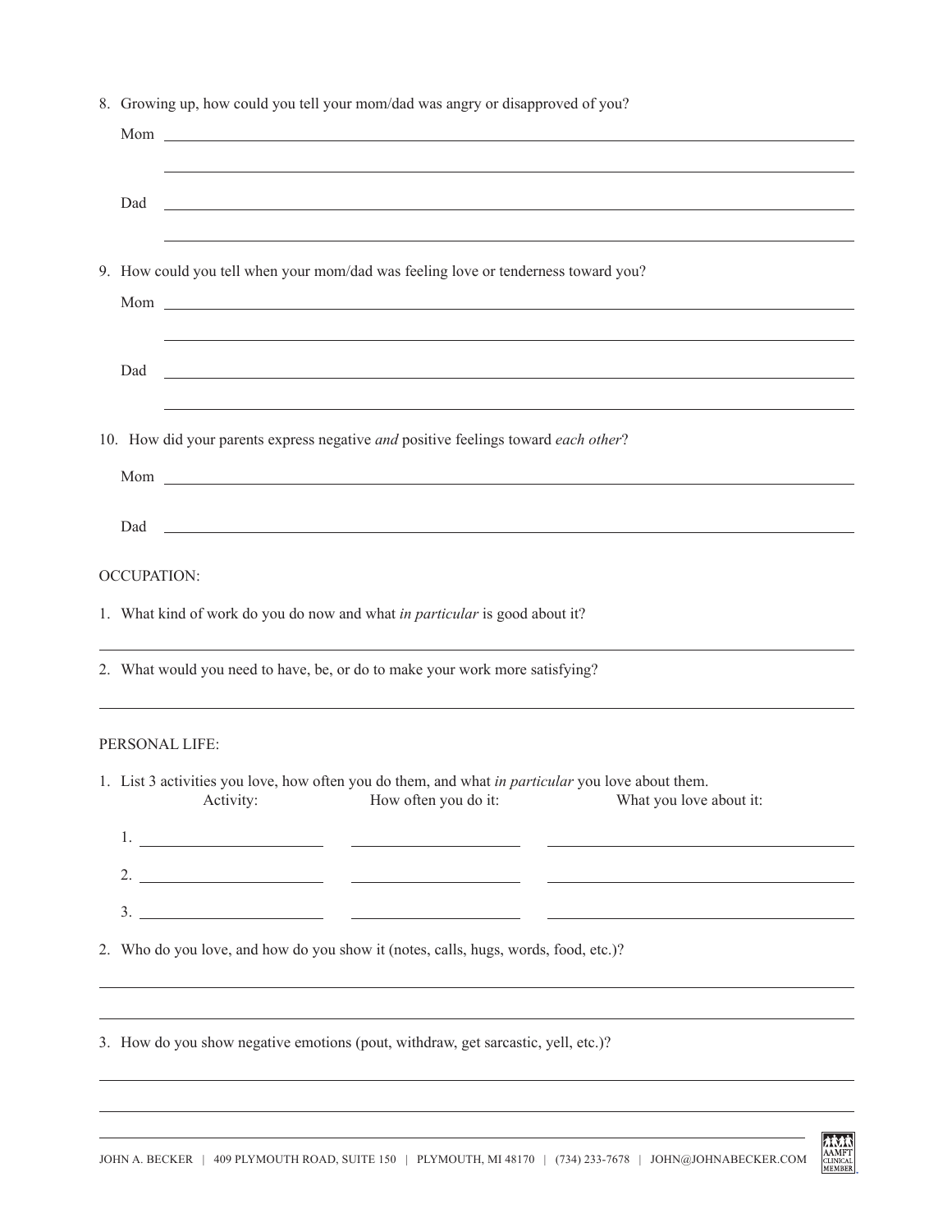8. Growing up, how could you tell your mom/dad was angry or disapproved of you?

   Mom ______________________________________________

   ______________________________________________

   Dad ______________________________________________

   ______________________________________________

9. How could you tell when your mom/dad was feeling love or tenderness toward you?

   Mom ______________________________________________

   ______________________________________________

   Dad ______________________________________________

   ______________________________________________

10. How did your parents express negative *and* positive feelings toward *each other*?

    Mom ______________________________________________

    Dad ______________________________________________

OCCUPATION:

1. What kind of work do you do now and what *in particular* is good about it?

______________________________________________

2. What would you need to have, be, or do to make your work more satisfying?

______________________________________________

PERSONAL LIFE:

1. List 3 activities you love, how often you do them, and what *in particular* you love about them.

| | Activity: | How often you do it: | What you love about it: |
|---|---|---|---|
| 1. | | | |
| 2. | | | |
| 3. | | | |

2. Who do you love, and how do you show it (notes, calls, hugs, words, food, etc.)?

______________________________________________

______________________________________________

3. How do you show negative emotions (pout, withdraw, get sarcastic, yell, etc.)?

______________________________________________

______________________________________________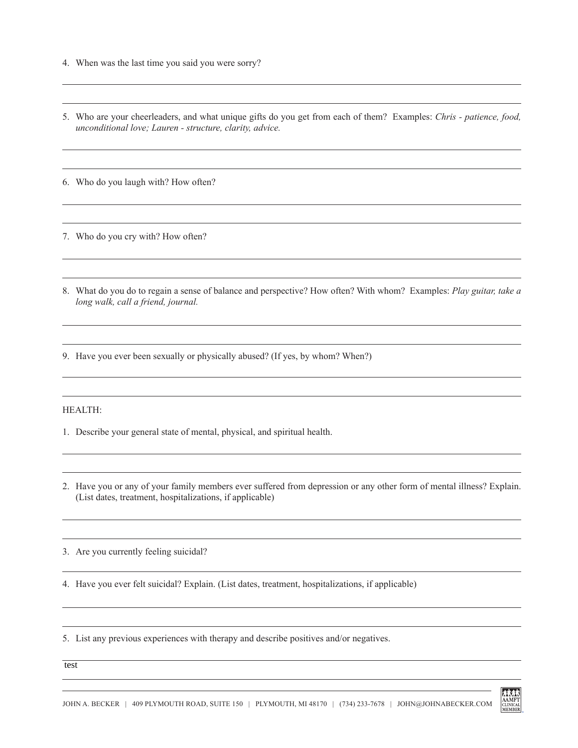4. When was the last time you said you were sorry?

5. Who are your cheerleaders, and what unique gifts do you get from each of them? Examples: *Chris - patience, food, unconditional love; Lauren - structure, clarity, advice.*

6. Who do you laugh with? How often?

7. Who do you cry with? How often?

8. What do you do to regain a sense of balance and perspective? How often? With whom? Examples: *Play guitar, take a long walk, call a friend, journal.*

9. Have you ever been sexually or physically abused? (If yes, by whom? When?)

HEALTH:

1. Describe your general state of mental, physical, and spiritual health.

2. Have you or any of your family members ever suffered from depression or any other form of mental illness? Explain. (List dates, treatment, hospitalizations, if applicable)

3. Are you currently feeling suicidal?

4. Have you ever felt suicidal? Explain. (List dates, treatment, hospitalizations, if applicable)

5. List any previous experiences with therapy and describe positives and/or negatives.

test

JOHN A. BECKER | 409 PLYMOUTH ROAD, SUITE 150 | PLYMOUTH, MI 48170 | (734) 233-7678 | JOHN@JOHNABECKER.COM

AAMFT CLINICAL MEMBER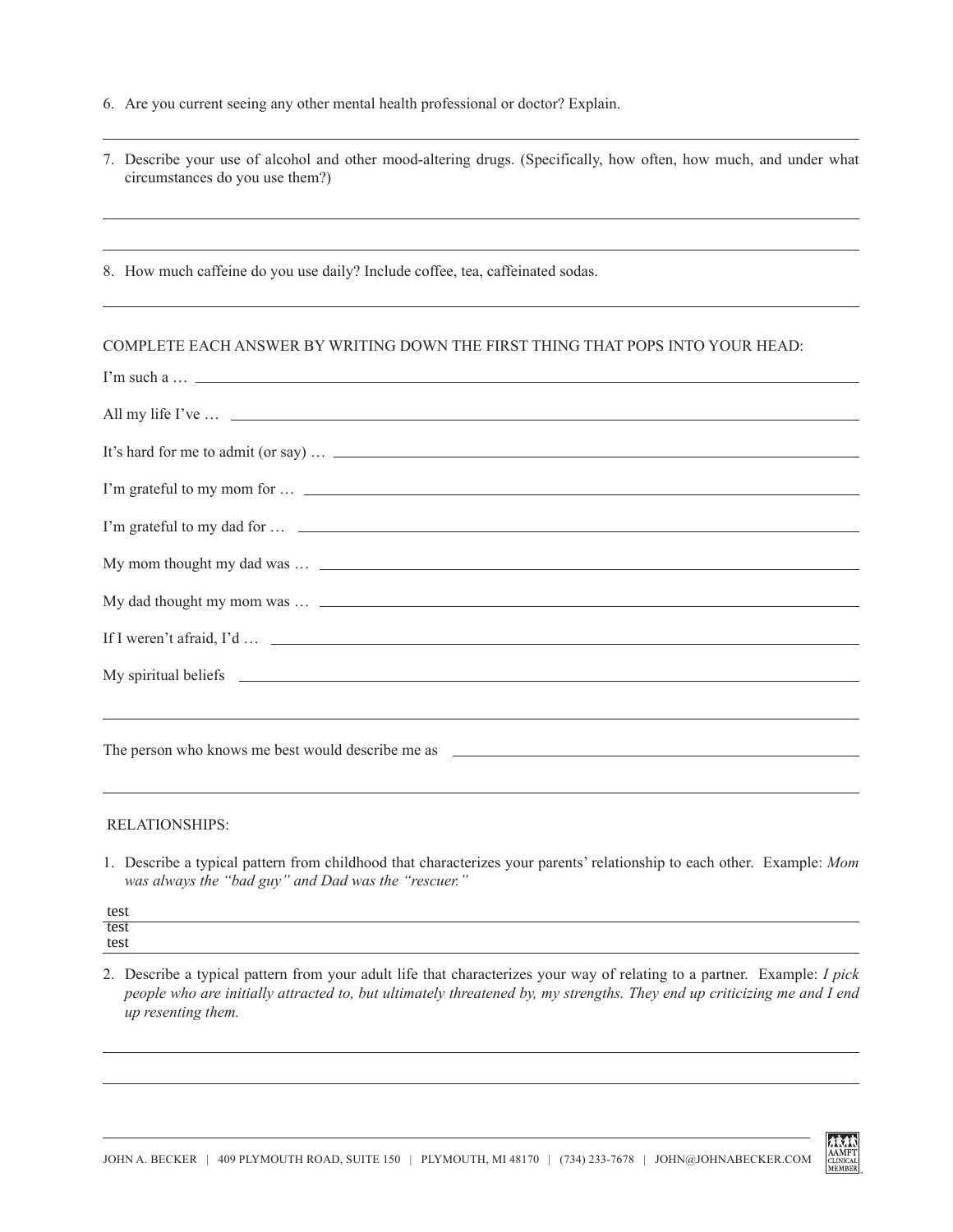6. Are you current seeing any other mental health professional or doctor? Explain.

7. Describe your use of alcohol and other mood-altering drugs. (Specifically, how often, how much, and under what circumstances do you use them?)

8. How much caffeine do you use daily? Include coffee, tea, caffeinated sodas.

COMPLETE EACH ANSWER BY WRITING DOWN THE FIRST THING THAT POPS INTO YOUR HEAD:

I'm such a …

All my life I've …

It's hard for me to admit (or say) …

I'm grateful to my mom for …

I'm grateful to my dad for …

My mom thought my dad was …

My dad thought my mom was …

If I weren't afraid, I'd …

My spiritual beliefs

The person who knows me best would describe me as

RELATIONSHIPS:

1. Describe a typical pattern from childhood that characterizes your parents' relationship to each other. Example: *Mom was always the "bad guy" and Dad was the "rescuer."*

test
test
test

2. Describe a typical pattern from your adult life that characterizes your way of relating to a partner. Example: *I pick people who are initially attracted to, but ultimately threatened by, my strengths. They end up criticizing me and I end up resenting them.*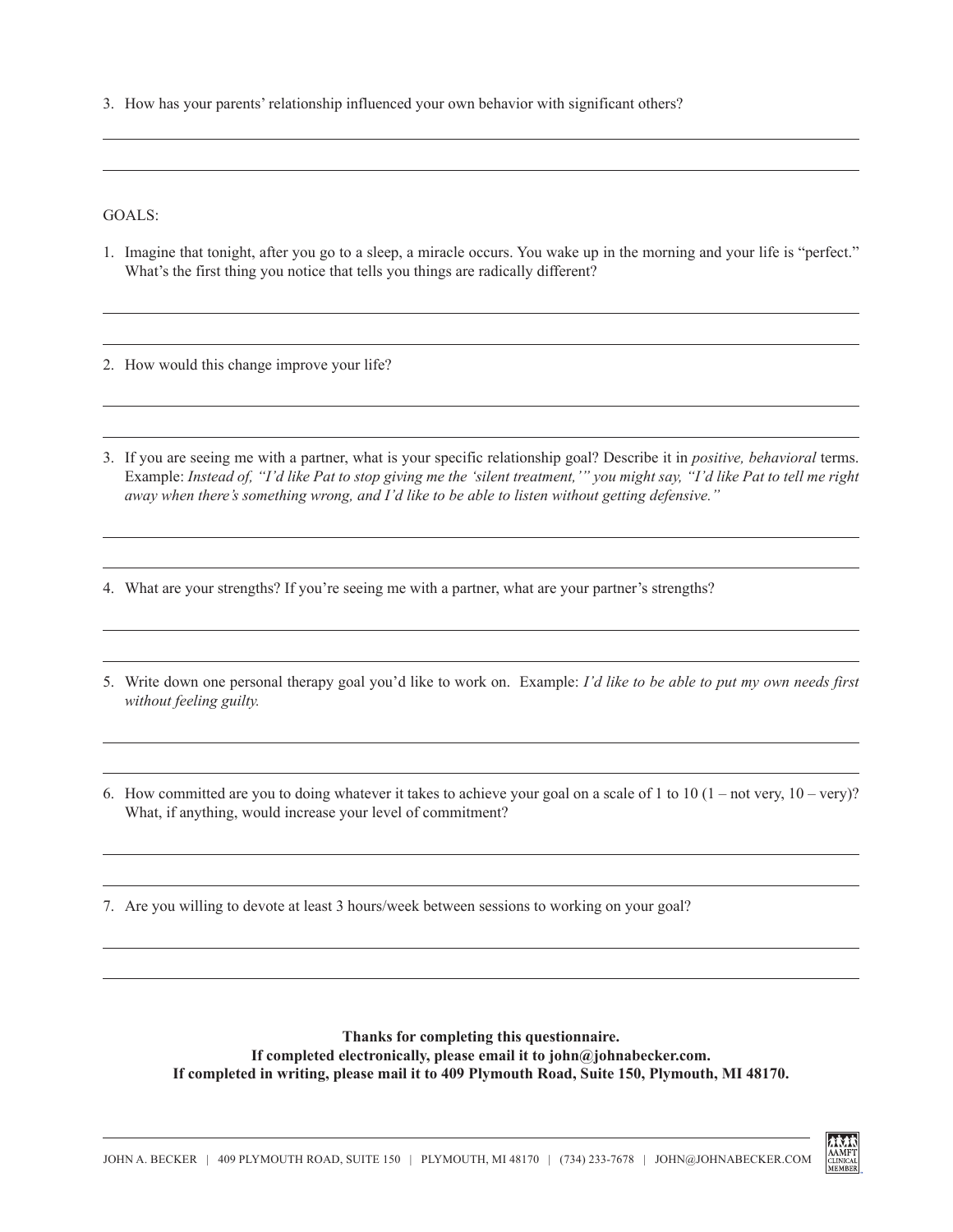3. How has your parents' relationship influenced your own behavior with significant others?

GOALS:

1. Imagine that tonight, after you go to a sleep, a miracle occurs. You wake up in the morning and your life is "perfect." What's the first thing you notice that tells you things are radically different?

2. How would this change improve your life?

3. If you are seeing me with a partner, what is your specific relationship goal? Describe it in *positive, behavioral* terms. Example: *Instead of, "I'd like Pat to stop giving me the 'silent treatment,'" you might say, "I'd like Pat to tell me right away when there's something wrong, and I'd like to be able to listen without getting defensive."*

4. What are your strengths? If you're seeing me with a partner, what are your partner's strengths?

5. Write down one personal therapy goal you'd like to work on. Example: *I'd like to be able to put my own needs first without feeling guilty.*

6. How committed are you to doing whatever it takes to achieve your goal on a scale of 1 to 10 (1 – not very, 10 – very)? What, if anything, would increase your level of commitment?

7. Are you willing to devote at least 3 hours/week between sessions to working on your goal?

**Thanks for completing this questionnaire.**
**If completed electronically, please email it to john@johnabecker.com.**
**If completed in writing, please mail it to 409 Plymouth Road, Suite 150, Plymouth, MI 48170.**